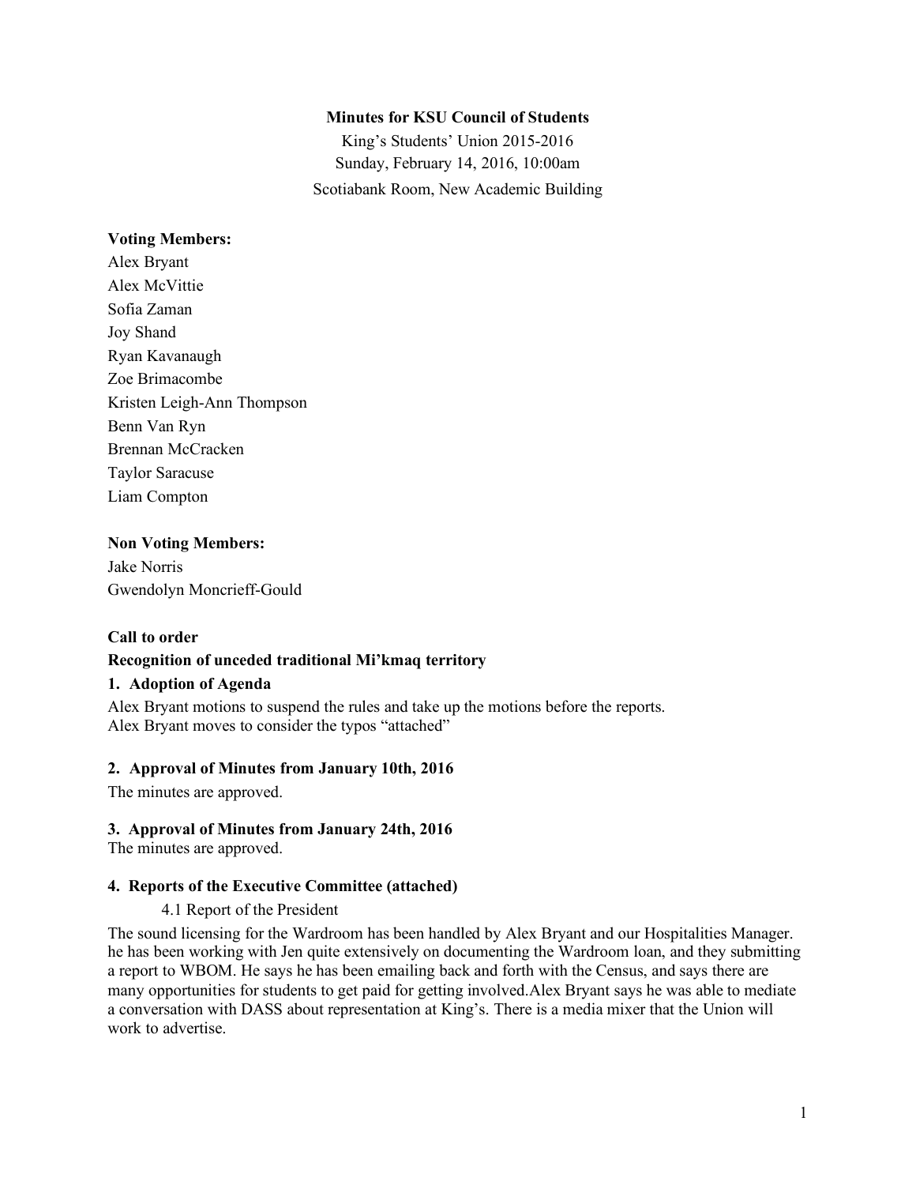**Minutes for KSU Council of Students**

King's Students' Union 2015-2016

Sunday, February 14, 2016, 10:00am

Scotiabank Room, New Academic Building

**Voting Members:**

Alex Bryant
Alex McVittie
Sofia Zaman
Joy Shand
Ryan Kavanaugh
Zoe Brimacombe
Kristen Leigh-Ann Thompson
Benn Van Ryn
Brennan McCracken
Taylor Saracuse
Liam Compton

**Non Voting Members:**

Jake Norris
Gwendolyn Moncrieff-Gould

**Call to order**

**Recognition of unceded traditional Mi'kmaq territory**

**1. Adoption of Agenda**

Alex Bryant motions to suspend the rules and take up the motions before the reports.
Alex Bryant moves to consider the typos "attached"

**2. Approval of Minutes from January 10th, 2016**

The minutes are approved.

**3. Approval of Minutes from January 24th, 2016**

The minutes are approved.

**4. Reports of the Executive Committee (attached)**

4.1 Report of the President

The sound licensing for the Wardroom has been handled by Alex Bryant and our Hospitalities Manager. he has been working with Jen quite extensively on documenting the Wardroom loan, and they submitting a report to WBOM. He says he has been emailing back and forth with the Census, and says there are many opportunities for students to get paid for getting involved.Alex Bryant says he was able to mediate a conversation with DASS about representation at King's. There is a media mixer that the Union will work to advertise.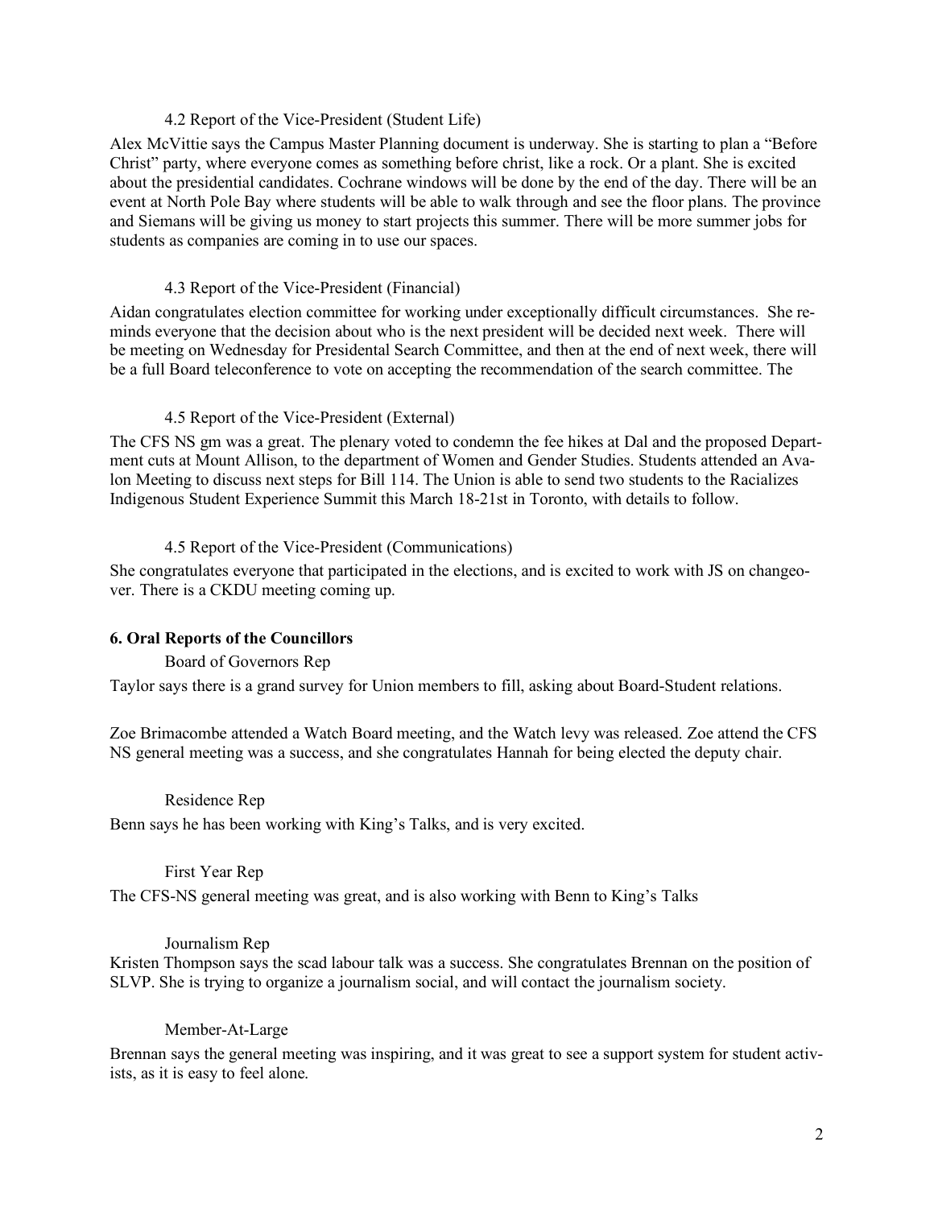#### 4.2 Report of the Vice-President (Student Life)

Alex McVittie says the Campus Master Planning document is underway. She is starting to plan a "Before Christ" party, where everyone comes as something before christ, like a rock. Or a plant. She is excited about the presidential candidates. Cochrane windows will be done by the end of the day. There will be an event at North Pole Bay where students will be able to walk through and see the floor plans. The province and Siemans will be giving us money to start projects this summer. There will be more summer jobs for students as companies are coming in to use our spaces.

#### 4.3 Report of the Vice-President (Financial)

Aidan congratulates election committee for working under exceptionally difficult circumstances. She reminds everyone that the decision about who is the next president will be decided next week. There will be meeting on Wednesday for Presidental Search Committee, and then at the end of next week, there will be a full Board teleconference to vote on accepting the recommendation of the search committee. The

#### 4.5 Report of the Vice-President (External)

The CFS NS gm was a great. The plenary voted to condemn the fee hikes at Dal and the proposed Department cuts at Mount Allison, to the department of Women and Gender Studies. Students attended an Avalon Meeting to discuss next steps for Bill 114. The Union is able to send two students to the Racializes Indigenous Student Experience Summit this March 18-21st in Toronto, with details to follow.

#### 4.5 Report of the Vice-President (Communications)

She congratulates everyone that participated in the elections, and is excited to work with JS on changeover. There is a CKDU meeting coming up.

### 6. Oral Reports of the Councillors

#### Board of Governors Rep

Taylor says there is a grand survey for Union members to fill, asking about Board-Student relations.

Zoe Brimacombe attended a Watch Board meeting, and the Watch levy was released. Zoe attend the CFS NS general meeting was a success, and she congratulates Hannah for being elected the deputy chair.

#### Residence Rep

Benn says he has been working with King's Talks, and is very excited.

#### First Year Rep

The CFS-NS general meeting was great, and is also working with Benn to King's Talks

#### Journalism Rep

Kristen Thompson says the scad labour talk was a success. She congratulates Brennan on the position of SLVP. She is trying to organize a journalism social, and will contact the journalism society.

#### Member-At-Large

Brennan says the general meeting was inspiring, and it was great to see a support system for student activists, as it is easy to feel alone.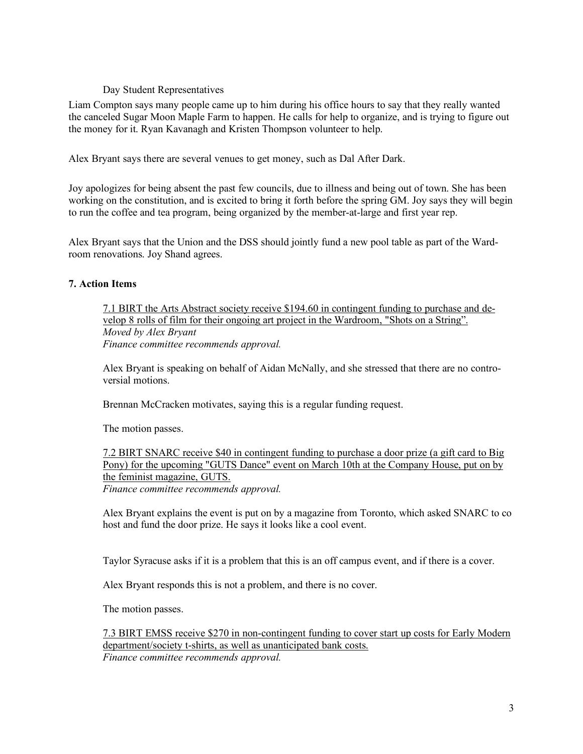Day Student Representatives

Liam Compton says many people came up to him during his office hours to say that they really wanted the canceled Sugar Moon Maple Farm to happen. He calls for help to organize, and is trying to figure out the money for it. Ryan Kavanagh and Kristen Thompson volunteer to help.

Alex Bryant says there are several venues to get money, such as Dal After Dark.

Joy apologizes for being absent the past few councils, due to illness and being out of town. She has been working on the constitution, and is excited to bring it forth before the spring GM. Joy says they will begin to run the coffee and tea program, being organized by the member-at-large and first year rep.

Alex Bryant says that the Union and the DSS should jointly fund a new pool table as part of the Wardroom renovations. Joy Shand agrees.

**7. Action Items**

7.1 BIRT the Arts Abstract society receive $194.60 in contingent funding to purchase and develop 8 rolls of film for their ongoing art project in the Wardroom, "Shots on a String".
*Moved by Alex Bryant*
*Finance committee recommends approval.*

Alex Bryant is speaking on behalf of Aidan McNally, and she stressed that there are no controversial motions.

Brennan McCracken motivates, saying this is a regular funding request.

The motion passes.

7.2 BIRT SNARC receive $40 in contingent funding to purchase a door prize (a gift card to Big Pony) for the upcoming "GUTS Dance" event on March 10th at the Company House, put on by the feminist magazine, GUTS.
*Finance committee recommends approval.*

Alex Bryant explains the event is put on by a magazine from Toronto, which asked SNARC to co host and fund the door prize. He says it looks like a cool event.

Taylor Syracuse asks if it is a problem that this is an off campus event, and if there is a cover.

Alex Bryant responds this is not a problem, and there is no cover.

The motion passes.

7.3 BIRT EMSS receive $270 in non-contingent funding to cover start up costs for Early Modern department/society t-shirts, as well as unanticipated bank costs.
*Finance committee recommends approval.*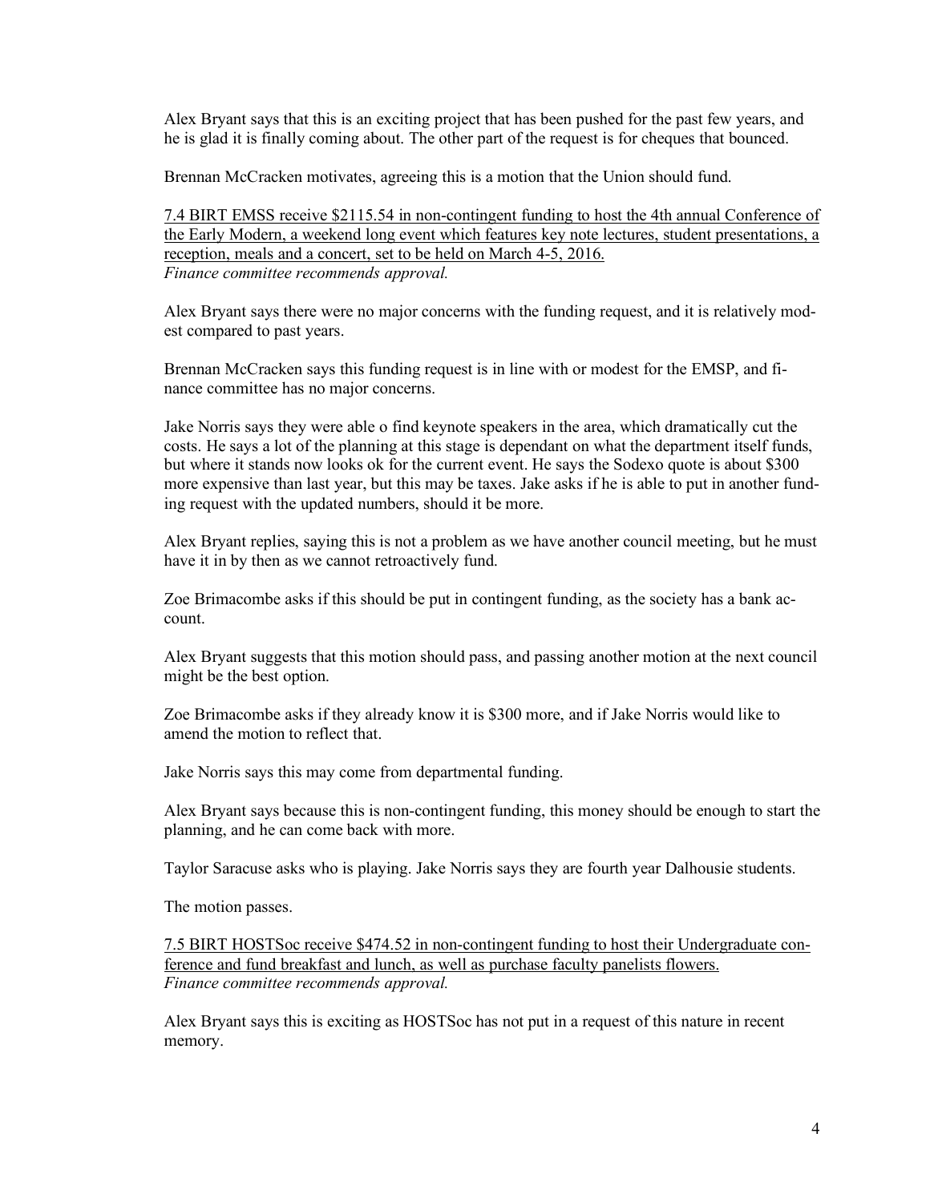Alex Bryant says that this is an exciting project that has been pushed for the past few years, and he is glad it is finally coming about. The other part of the request is for cheques that bounced.

Brennan McCracken motivates, agreeing this is a motion that the Union should fund.

<u>7.4 BIRT EMSS receive $2115.54 in non-contingent funding to host the 4th annual Conference of the Early Modern, a weekend long event which features key note lectures, student presentations, a reception, meals and a concert, set to be held on March 4-5, 2016.</u>
*Finance committee recommends approval.*

Alex Bryant says there were no major concerns with the funding request, and it is relatively modest compared to past years.

Brennan McCracken says this funding request is in line with or modest for the EMSP, and finance committee has no major concerns.

Jake Norris says they were able o find keynote speakers in the area, which dramatically cut the costs. He says a lot of the planning at this stage is dependant on what the department itself funds, but where it stands now looks ok for the current event. He says the Sodexo quote is about $300 more expensive than last year, but this may be taxes. Jake asks if he is able to put in another funding request with the updated numbers, should it be more.

Alex Bryant replies, saying this is not a problem as we have another council meeting, but he must have it in by then as we cannot retroactively fund.

Zoe Brimacombe asks if this should be put in contingent funding, as the society has a bank account.

Alex Bryant suggests that this motion should pass, and passing another motion at the next council might be the best option.

Zoe Brimacombe asks if they already know it is $300 more, and if Jake Norris would like to amend the motion to reflect that.

Jake Norris says this may come from departmental funding.

Alex Bryant says because this is non-contingent funding, this money should be enough to start the planning, and he can come back with more.

Taylor Saracuse asks who is playing. Jake Norris says they are fourth year Dalhousie students.

The motion passes.

<u>7.5 BIRT HOSTSoc receive $474.52 in non-contingent funding to host their Undergraduate conference and fund breakfast and lunch, as well as purchase faculty panelists flowers.</u>
*Finance committee recommends approval.*

Alex Bryant says this is exciting as HOSTSoc has not put in a request of this nature in recent memory.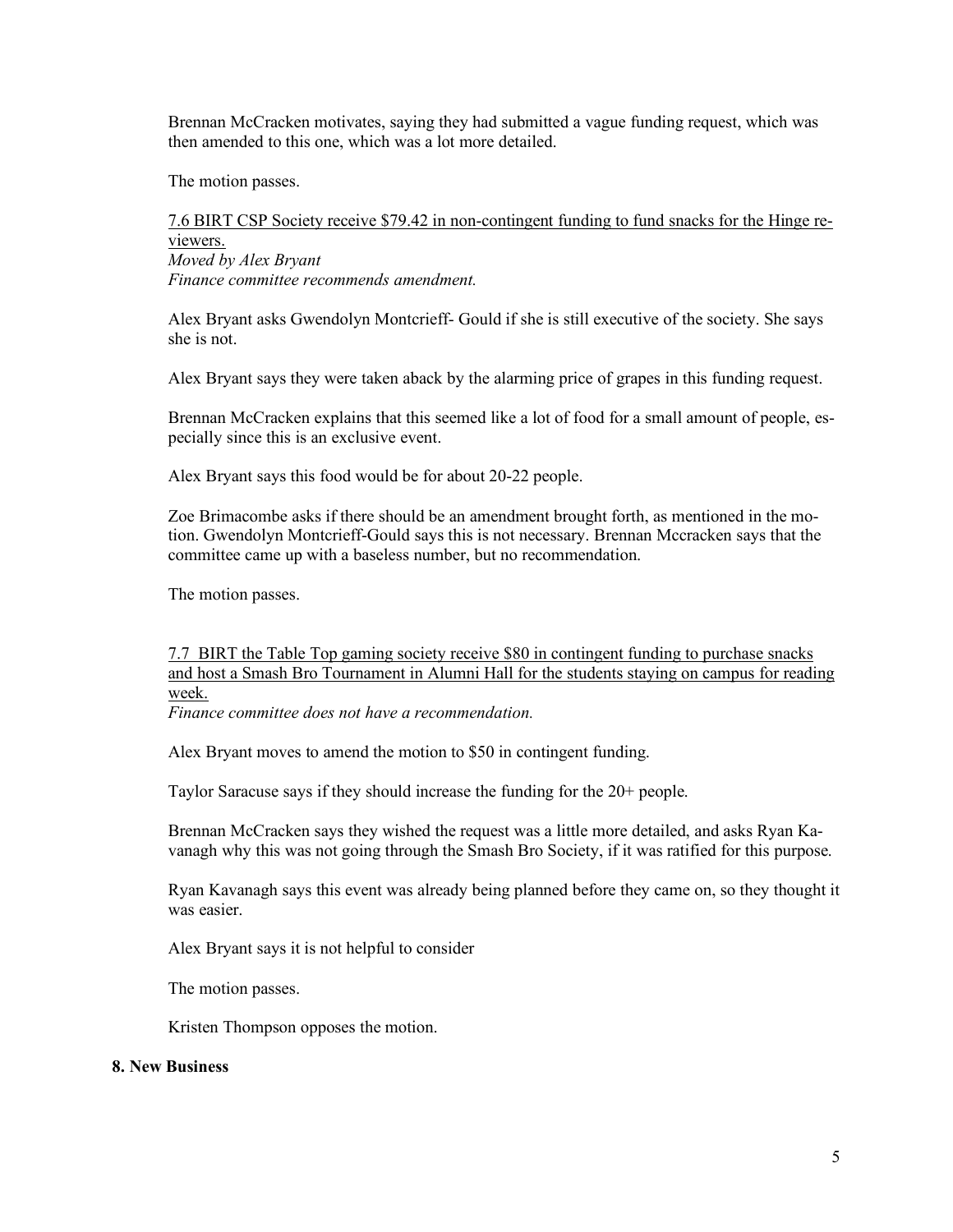Brennan McCracken motivates, saying they had submitted a vague funding request, which was then amended to this one, which was a lot more detailed.

The motion passes.

7.6 BIRT CSP Society receive $79.42 in non-contingent funding to fund snacks for the Hinge reviewers.
*Moved by Alex Bryant*
*Finance committee recommends amendment.*

Alex Bryant asks Gwendolyn Montcrieff- Gould if she is still executive of the society. She says she is not.

Alex Bryant says they were taken aback by the alarming price of grapes in this funding request.

Brennan McCracken explains that this seemed like a lot of food for a small amount of people, especially since this is an exclusive event.

Alex Bryant says this food would be for about 20-22 people.

Zoe Brimacombe asks if there should be an amendment brought forth, as mentioned in the motion. Gwendolyn Montcrieff-Gould says this is not necessary. Brennan Mccracken says that the committee came up with a baseless number, but no recommendation.

The motion passes.

7.7 BIRT the Table Top gaming society receive $80 in contingent funding to purchase snacks and host a Smash Bro Tournament in Alumni Hall for the students staying on campus for reading week.
*Finance committee does not have a recommendation.*

Alex Bryant moves to amend the motion to $50 in contingent funding.

Taylor Saracuse says if they should increase the funding for the 20+ people.

Brennan McCracken says they wished the request was a little more detailed, and asks Ryan Kavanagh why this was not going through the Smash Bro Society, if it was ratified for this purpose.

Ryan Kavanagh says this event was already being planned before they came on, so they thought it was easier.

Alex Bryant says it is not helpful to consider

The motion passes.

Kristen Thompson opposes the motion.

**8. New Business**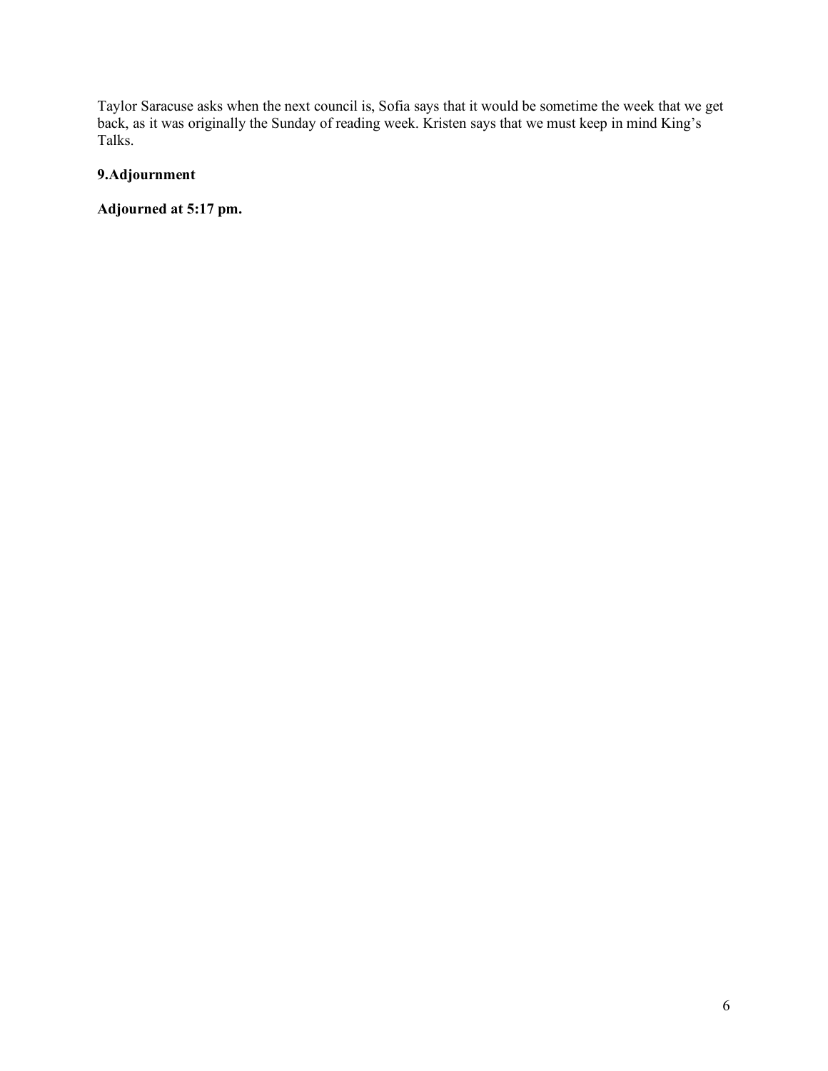Taylor Saracuse asks when the next council is, Sofia says that it would be sometime the week that we get back, as it was originally the Sunday of reading week. Kristen says that we must keep in mind King's Talks.

## 9.Adjournment

**Adjourned at 5:17 pm.**